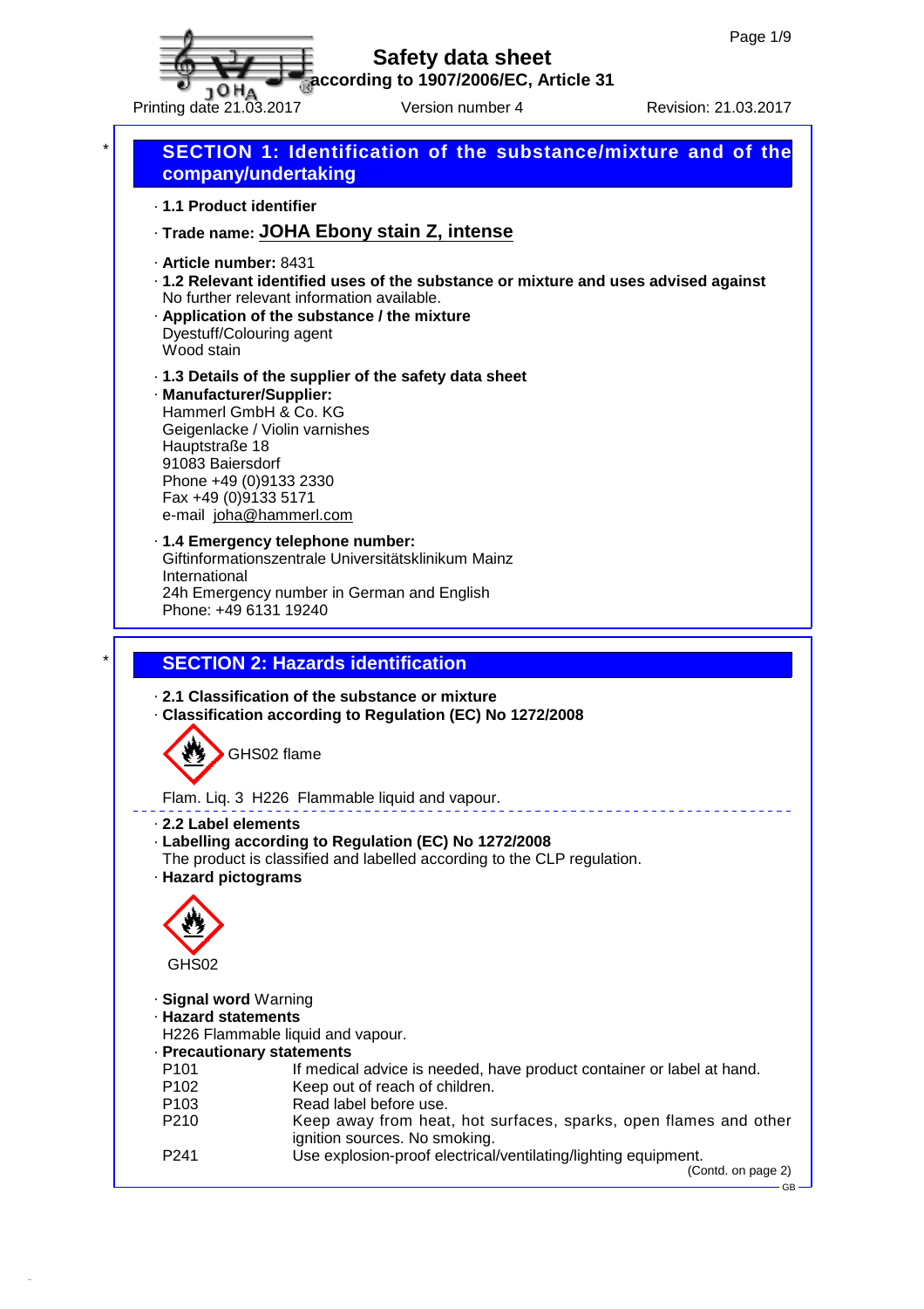# Safety data sheet

**according to 1907/2006/EC, Article 31**

Printing date 21.03.2017 Version number 4 Revision: 21.03.2017

## SECTION 1: Identification of the substance/mixture and of the company/undertaking

· **1.1 Product identifier**

· **Trade name: JOHA Ebony stain Z, intense**

· **Article number:** 8431

· **1.2 Relevant identified uses of the substance or mixture and uses advised against**
No further relevant information available.

· **Application of the substance / the mixture**
Dyestuff/Colouring agent
Wood stain

· **1.3 Details of the supplier of the safety data sheet**

· **Manufacturer/Supplier:**
Hammerl GmbH & Co. KG
Geigenlacke / Violin varnishes
Hauptstraße 18
91083 Baiersdorf
Phone +49 (0)9133 2330
Fax +49 (0)9133 5171
e-mail joha@hammerl.com

· **1.4 Emergency telephone number:**
Giftinformationszentrale Universitätsklinikum Mainz
International
24h Emergency number in German and English
Phone: +49 6131 19240

## SECTION 2: Hazards identification

· **2.1 Classification of the substance or mixture**

· **Classification according to Regulation (EC) No 1272/2008**

GHS02 flame

Flam. Liq. 3 H226 Flammable liquid and vapour.

· **2.2 Label elements**

· **Labelling according to Regulation (EC) No 1272/2008**
The product is classified and labelled according to the CLP regulation.

· **Hazard pictograms**

GHS02

· **Signal word** Warning

· **Hazard statements**
H226 Flammable liquid and vapour.

· **Precautionary statements**

| | |
|---|---|
| P101 | If medical advice is needed, have product container or label at hand. |
| P102 | Keep out of reach of children. |
| P103 | Read label before use. |
| P210 | Keep away from heat, hot surfaces, sparks, open flames and other ignition sources. No smoking. |
| P241 | Use explosion-proof electrical/ventilating/lighting equipment. |

(Contd. on page 2)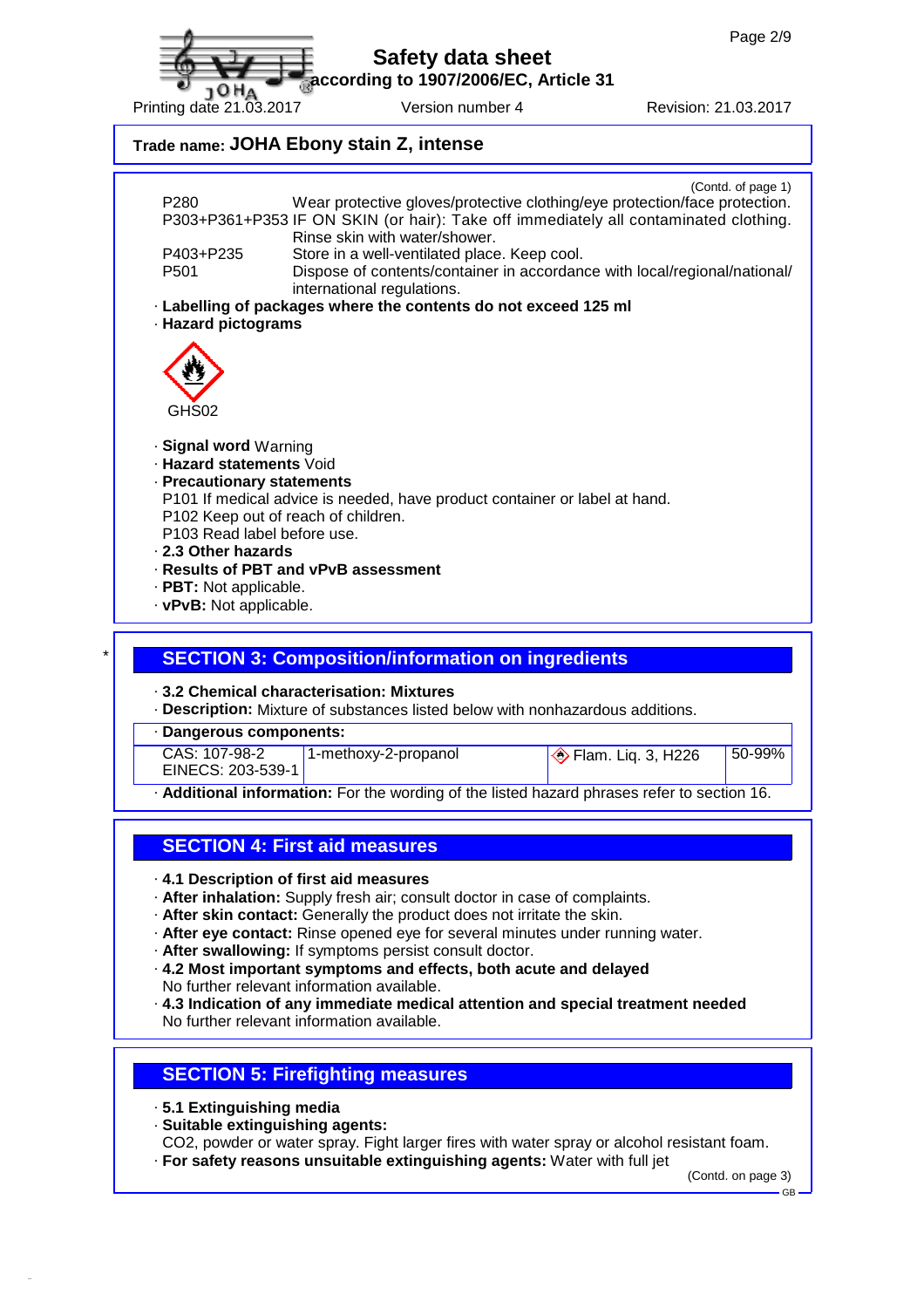**Trade name: JOHA Ebony stain Z, intense**

(Contd. of page 1)

P280 Wear protective gloves/protective clothing/eye protection/face protection.
P303+P361+P353 IF ON SKIN (or hair): Take off immediately all contaminated clothing. Rinse skin with water/shower.
P403+P235 Store in a well-ventilated place. Keep cool.
P501 Dispose of contents/container in accordance with local/regional/national/international regulations.

· **Labelling of packages where the contents do not exceed 125 ml**
· **Hazard pictograms**

GHS02

· **Signal word** Warning
· **Hazard statements** Void
· **Precautionary statements**
P101 If medical advice is needed, have product container or label at hand.
P102 Keep out of reach of children.
P103 Read label before use.
· **2.3 Other hazards**
· **Results of PBT and vPvB assessment**
· **PBT:** Not applicable.
· **vPvB:** Not applicable.

## SECTION 3: Composition/information on ingredients

· **3.2 Chemical characterisation: Mixtures**
· **Description:** Mixture of substances listed below with nonhazardous additions.

| · **Dangerous components:** | | | |
|---|---|---|---|
| CAS: 107-98-2 EINECS: 203-539-1 | 1-methoxy-2-propanol | Flam. Liq. 3, H226 | 50-99% |

· **Additional information:** For the wording of the listed hazard phrases refer to section 16.

## SECTION 4: First aid measures

· **4.1 Description of first aid measures**
· **After inhalation:** Supply fresh air; consult doctor in case of complaints.
· **After skin contact:** Generally the product does not irritate the skin.
· **After eye contact:** Rinse opened eye for several minutes under running water.
· **After swallowing:** If symptoms persist consult doctor.
· **4.2 Most important symptoms and effects, both acute and delayed**
No further relevant information available.
· **4.3 Indication of any immediate medical attention and special treatment needed**
No further relevant information available.

## SECTION 5: Firefighting measures

· **5.1 Extinguishing media**
· **Suitable extinguishing agents:**
CO2, powder or water spray. Fight larger fires with water spray or alcohol resistant foam.
· **For safety reasons unsuitable extinguishing agents:** Water with full jet

(Contd. on page 3)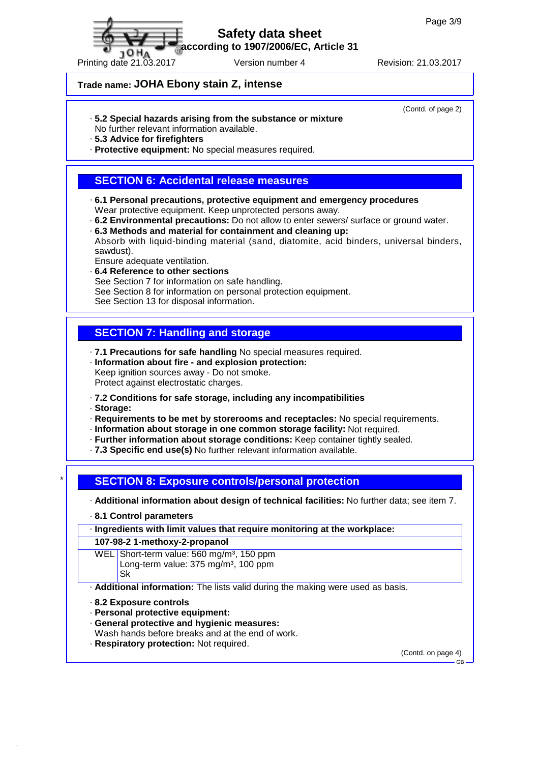**Trade name: JOHA Ebony stain Z, intense**

(Contd. of page 2)

· **5.2 Special hazards arising from the substance or mixture**
No further relevant information available.
· **5.3 Advice for firefighters**
· **Protective equipment:** No special measures required.

## SECTION 6: Accidental release measures

· **6.1 Personal precautions, protective equipment and emergency procedures**
Wear protective equipment. Keep unprotected persons away.
· **6.2 Environmental precautions:** Do not allow to enter sewers/ surface or ground water.
· **6.3 Methods and material for containment and cleaning up:**
Absorb with liquid-binding material (sand, diatomite, acid binders, universal binders, sawdust).
Ensure adequate ventilation.
· **6.4 Reference to other sections**
See Section 7 for information on safe handling.
See Section 8 for information on personal protection equipment.
See Section 13 for disposal information.

## SECTION 7: Handling and storage

· **7.1 Precautions for safe handling** No special measures required.
· **Information about fire - and explosion protection:**
Keep ignition sources away - Do not smoke.
Protect against electrostatic charges.

· **7.2 Conditions for safe storage, including any incompatibilities**
· **Storage:**
· **Requirements to be met by storerooms and receptacles:** No special requirements.
· **Information about storage in one common storage facility:** Not required.
· **Further information about storage conditions:** Keep container tightly sealed.
· **7.3 Specific end use(s)** No further relevant information available.

## * SECTION 8: Exposure controls/personal protection

· **Additional information about design of technical facilities:** No further data; see item 7.

· **8.1 Control parameters**

| · **Ingredients with limit values that require monitoring at the workplace:** | |
|---|---|
| **107-98-2 1-methoxy-2-propanol** | |
| WEL | Short-term value: 560 mg/m³, 150 ppm<br>Long-term value: 375 mg/m³, 100 ppm<br>Sk |

· **Additional information:** The lists valid during the making were used as basis.

· **8.2 Exposure controls**
· **Personal protective equipment:**
· **General protective and hygienic measures:**
Wash hands before breaks and at the end of work.
· **Respiratory protection:** Not required.

(Contd. on page 4)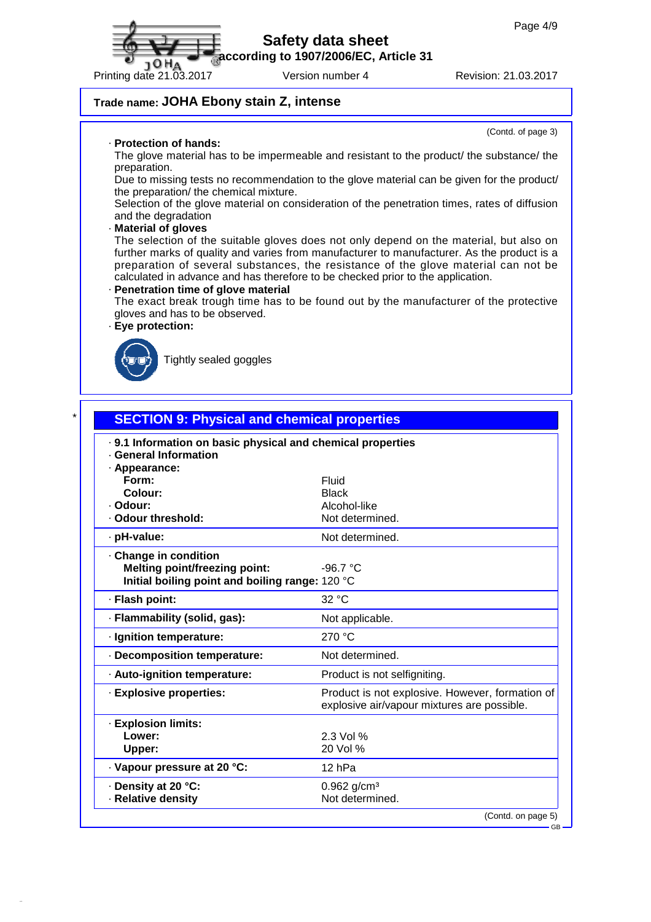**Trade name: JOHA Ebony stain Z, intense**

(Contd. of page 3)

· **Protection of hands:**
The glove material has to be impermeable and resistant to the product/ the substance/ the preparation.
Due to missing tests no recommendation to the glove material can be given for the product/ the preparation/ the chemical mixture.
Selection of the glove material on consideration of the penetration times, rates of diffusion and the degradation

· **Material of gloves**
The selection of the suitable gloves does not only depend on the material, but also on further marks of quality and varies from manufacturer to manufacturer. As the product is a preparation of several substances, the resistance of the glove material can not be calculated in advance and has therefore to be checked prior to the application.

· **Penetration time of glove material**
The exact break trough time has to be found out by the manufacturer of the protective gloves and has to be observed.

· **Eye protection:**

Tightly sealed goggles

\*

## SECTION 9: Physical and chemical properties

· **9.1 Information on basic physical and chemical properties**
· **General Information**

| | |
|---|---|
| · **Appearance:** | |
| **Form:** | Fluid |
| **Colour:** | Black |
| · **Odour:** | Alcohol-like |
| · **Odour threshold:** | Not determined. |
| · **pH-value:** | Not determined. |
| · **Change in condition** | |
| **Melting point/freezing point:** | -96.7 °C |
| **Initial boiling point and boiling range:** | 120 °C |
| · **Flash point:** | 32 °C |
| · **Flammability (solid, gas):** | Not applicable. |
| · **Ignition temperature:** | 270 °C |
| · **Decomposition temperature:** | Not determined. |
| · **Auto-ignition temperature:** | Product is not selfigniting. |
| · **Explosive properties:** | Product is not explosive. However, formation of explosive air/vapour mixtures are possible. |
| · **Explosion limits:** | |
| **Lower:** | 2.3 Vol % |
| **Upper:** | 20 Vol % |
| · **Vapour pressure at 20 °C:** | 12 hPa |
| · **Density at 20 °C:** | 0.962 g/cm³ |
| · **Relative density** | Not determined. |

(Contd. on page 5)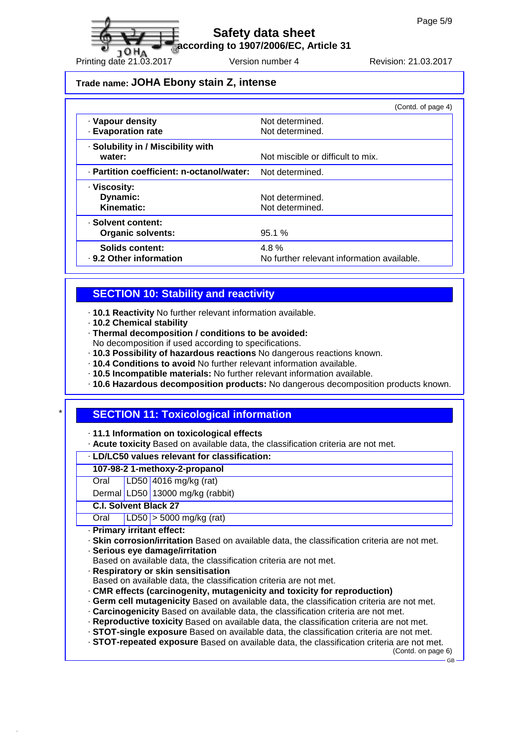Trade name: **JOHA Ebony stain Z, intense**

(Contd. of page 4)

| | |
|---|---|
| · **Vapour density** | Not determined. |
| · **Evaporation rate** | Not determined. |
| · **Solubility in / Miscibility with water:** | Not miscible or difficult to mix. |
| · **Partition coefficient: n-octanol/water:** | Not determined. |
| · **Viscosity:** | |
| **Dynamic:** | Not determined. |
| **Kinematic:** | Not determined. |
| · **Solvent content:** | |
| **Organic solvents:** | 95.1 % |
| **Solids content:** | 4.8 % |
| · **9.2 Other information** | No further relevant information available. |

## SECTION 10: Stability and reactivity

· **10.1 Reactivity** No further relevant information available.
· **10.2 Chemical stability**
· **Thermal decomposition / conditions to be avoided:**
No decomposition if used according to specifications.
· **10.3 Possibility of hazardous reactions** No dangerous reactions known.
· **10.4 Conditions to avoid** No further relevant information available.
· **10.5 Incompatible materials:** No further relevant information available.
· **10.6 Hazardous decomposition products:** No dangerous decomposition products known.

## SECTION 11: Toxicological information

· **11.1 Information on toxicological effects**
· **Acute toxicity** Based on available data, the classification criteria are not met.

| · **LD/LC50 values relevant for classification:** | | |
|---|---|---|
| **107-98-2 1-methoxy-2-propanol** | | |
| Oral | LD50 | 4016 mg/kg (rat) |
| Dermal | LD50 | 13000 mg/kg (rabbit) |
| **C.I. Solvent Black 27** | | |
| Oral | LD50 | > 5000 mg/kg (rat) |

· **Primary irritant effect:**
· **Skin corrosion/irritation** Based on available data, the classification criteria are not met.
· **Serious eye damage/irritation**
Based on available data, the classification criteria are not met.
· **Respiratory or skin sensitisation**
Based on available data, the classification criteria are not met.
· **CMR effects (carcinogenity, mutagenicity and toxicity for reproduction)**
· **Germ cell mutagenicity** Based on available data, the classification criteria are not met.
· **Carcinogenicity** Based on available data, the classification criteria are not met.
· **Reproductive toxicity** Based on available data, the classification criteria are not met.
· **STOT-single exposure** Based on available data, the classification criteria are not met.
· **STOT-repeated exposure** Based on available data, the classification criteria are not met.

(Contd. on page 6)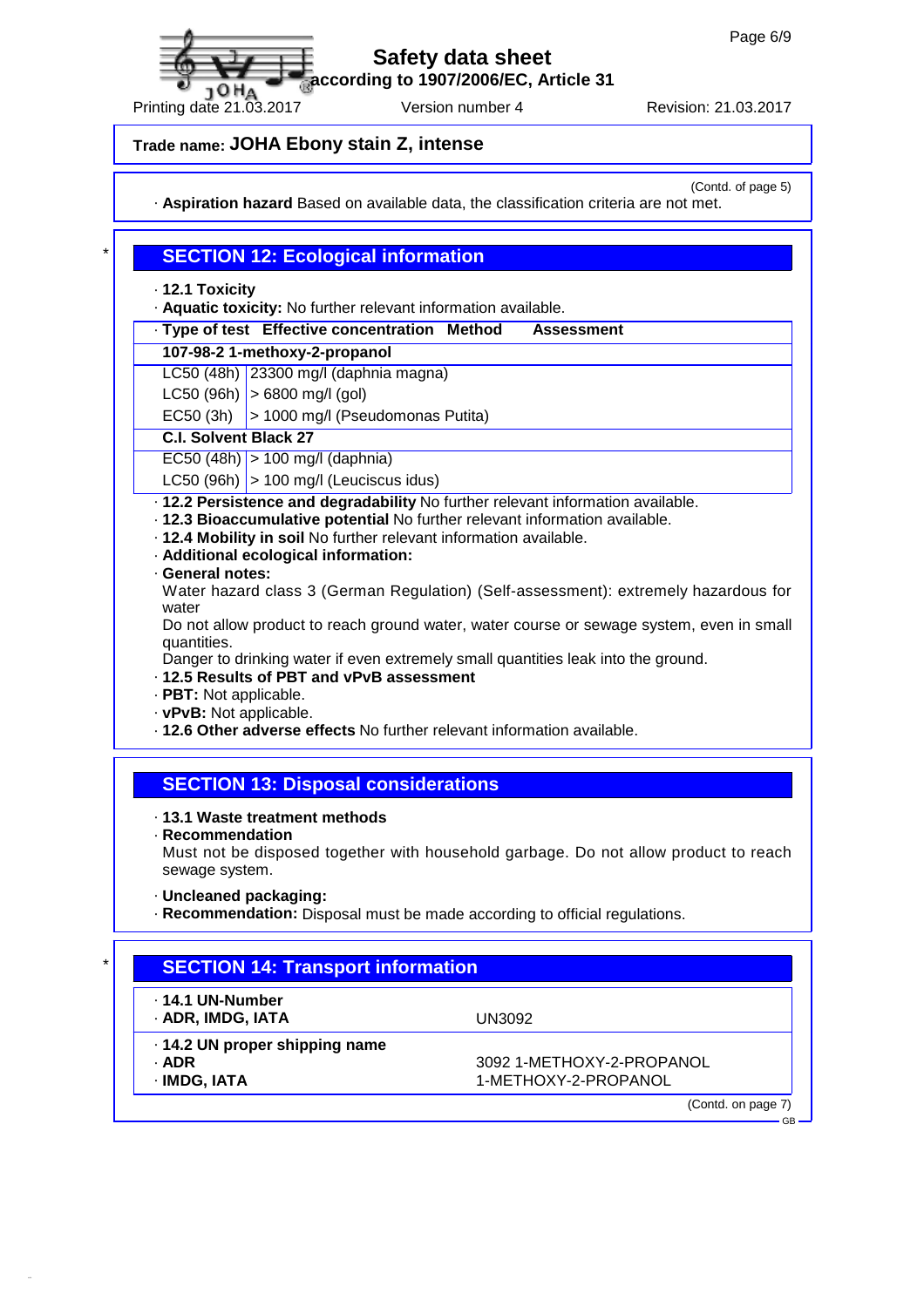**Trade name: JOHA Ebony stain Z, intense**

(Contd. of page 5)

· **Aspiration hazard** Based on available data, the classification criteria are not met.

## SECTION 12: Ecological information

· **12.1 Toxicity**

· **Aquatic toxicity:** No further relevant information available.

| · Type of test | Effective concentration | Method | Assessment |
|---|---|---|---|
| **107-98-2 1-methoxy-2-propanol** | | | |
| LC50 (48h) | 23300 mg/l (daphnia magna) | | |
| LC50 (96h) | > 6800 mg/l (gol) | | |
| EC50 (3h) | > 1000 mg/l (Pseudomonas Putita) | | |
| **C.I. Solvent Black 27** | | | |
| EC50 (48h) | > 100 mg/l (daphnia) | | |
| LC50 (96h) | > 100 mg/l (Leuciscus idus) | | |

· **12.2 Persistence and degradability** No further relevant information available.

· **12.3 Bioaccumulative potential** No further relevant information available.

· **12.4 Mobility in soil** No further relevant information available.

· **Additional ecological information:**

· **General notes:**

Water hazard class 3 (German Regulation) (Self-assessment): extremely hazardous for water

Do not allow product to reach ground water, water course or sewage system, even in small quantities.

Danger to drinking water if even extremely small quantities leak into the ground.

· **12.5 Results of PBT and vPvB assessment**

· **PBT:** Not applicable.

· **vPvB:** Not applicable.

· **12.6 Other adverse effects** No further relevant information available.

## SECTION 13: Disposal considerations

· **13.1 Waste treatment methods**

· **Recommendation**

Must not be disposed together with household garbage. Do not allow product to reach sewage system.

· **Uncleaned packaging:**

· **Recommendation:** Disposal must be made according to official regulations.

## SECTION 14: Transport information

| | |
|---|---|
| · **14.1 UN-Number** | |
| · **ADR, IMDG, IATA** | UN3092 |
| · **14.2 UN proper shipping name** | |
| · **ADR** | 3092 1-METHOXY-2-PROPANOL |
| · **IMDG, IATA** | 1-METHOXY-2-PROPANOL |

(Contd. on page 7)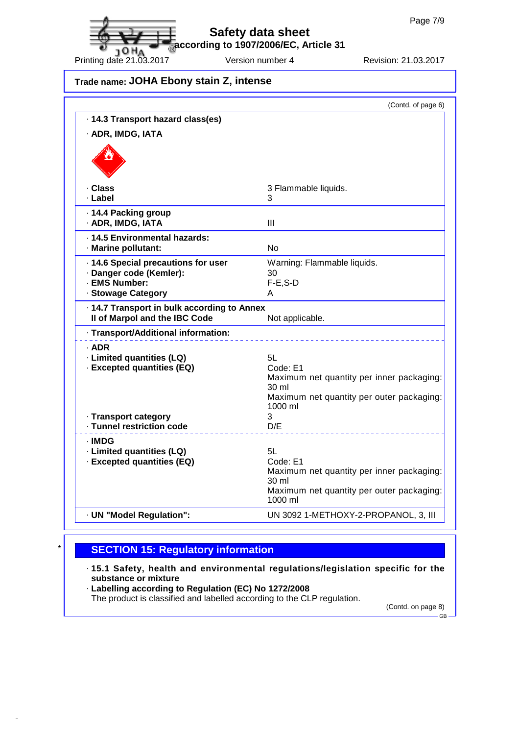# Safety data sheet
according to 1907/2006/EC, Article 31

Printing date 21.03.2017 | Version number 4 | Revision: 21.03.2017

**Trade name: JOHA Ebony stain Z, intense**

(Contd. of page 6)

**· 14.3 Transport hazard class(es)**

**· ADR, IMDG, IATA**

| | |
|---|---|
| **· Class** | 3 Flammable liquids. |
| **· Label** | 3 |

**· 14.4 Packing group**

| | |
|---|---|
| **· ADR, IMDG, IATA** | III |

**· 14.5 Environmental hazards:**

| | |
|---|---|
| **· Marine pollutant:** | No |

| | |
|---|---|
| **· 14.6 Special precautions for user** | Warning: Flammable liquids. |
| **· Danger code (Kemler):** | 30 |
| **· EMS Number:** | F-E,S-D |
| **· Stowage Category** | A |

| | |
|---|---|
| **· 14.7 Transport in bulk according to Annex II of Marpol and the IBC Code** | Not applicable. |

**· Transport/Additional information:**

**· ADR**

| | |
|---|---|
| **· Limited quantities (LQ)** | 5L |
| **· Excepted quantities (EQ)** | Code: E1<br>Maximum net quantity per inner packaging: 30 ml<br>Maximum net quantity per outer packaging: 1000 ml |
| **· Transport category** | 3 |
| **· Tunnel restriction code** | D/E |

**· IMDG**

| | |
|---|---|
| **· Limited quantities (LQ)** | 5L |
| **· Excepted quantities (EQ)** | Code: E1<br>Maximum net quantity per inner packaging: 30 ml<br>Maximum net quantity per outer packaging: 1000 ml |

| | |
|---|---|
| **· UN "Model Regulation":** | UN 3092 1-METHOXY-2-PROPANOL, 3, III |

## * SECTION 15: Regulatory information

**· 15.1 Safety, health and environmental regulations/legislation specific for the substance or mixture**

**· Labelling according to Regulation (EC) No 1272/2008**

The product is classified and labelled according to the CLP regulation.

(Contd. on page 8)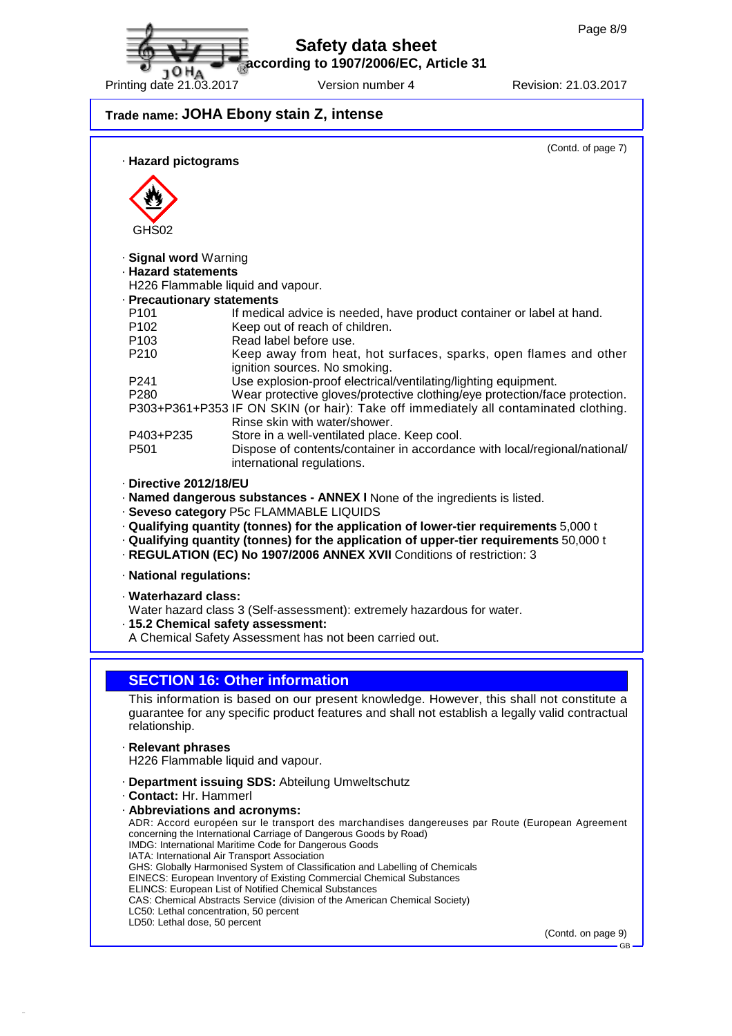## Trade name: JOHA Ebony stain Z, intense

(Contd. of page 7)

· **Hazard pictograms**

GHS02

· **Signal word** Warning

· **Hazard statements**

H226 Flammable liquid and vapour.

· **Precautionary statements**

| | |
|---|---|
| P101 | If medical advice is needed, have product container or label at hand. |
| P102 | Keep out of reach of children. |
| P103 | Read label before use. |
| P210 | Keep away from heat, hot surfaces, sparks, open flames and other ignition sources. No smoking. |
| P241 | Use explosion-proof electrical/ventilating/lighting equipment. |
| P280 | Wear protective gloves/protective clothing/eye protection/face protection. |
| P303+P361+P353 | IF ON SKIN (or hair): Take off immediately all contaminated clothing. Rinse skin with water/shower. |
| P403+P235 | Store in a well-ventilated place. Keep cool. |
| P501 | Dispose of contents/container in accordance with local/regional/national/international regulations. |

· **Directive 2012/18/EU**

· **Named dangerous substances - ANNEX I** None of the ingredients is listed.

· **Seveso category** P5c FLAMMABLE LIQUIDS

· **Qualifying quantity (tonnes) for the application of lower-tier requirements** 5,000 t

· **Qualifying quantity (tonnes) for the application of upper-tier requirements** 50,000 t

· **REGULATION (EC) No 1907/2006 ANNEX XVII** Conditions of restriction: 3

· **National regulations:**

· **Waterhazard class:**

Water hazard class 3 (Self-assessment): extremely hazardous for water.

· **15.2 Chemical safety assessment:**

A Chemical Safety Assessment has not been carried out.

## SECTION 16: Other information

This information is based on our present knowledge. However, this shall not constitute a guarantee for any specific product features and shall not establish a legally valid contractual relationship.

· **Relevant phrases**

H226 Flammable liquid and vapour.

· **Department issuing SDS:** Abteilung Umweltschutz

· **Contact:** Hr. Hammerl

· **Abbreviations and acronyms:**

ADR: Accord européen sur le transport des marchandises dangereuses par Route (European Agreement concerning the International Carriage of Dangerous Goods by Road)
IMDG: International Maritime Code for Dangerous Goods
IATA: International Air Transport Association
GHS: Globally Harmonised System of Classification and Labelling of Chemicals
EINECS: European Inventory of Existing Commercial Chemical Substances
ELINCS: European List of Notified Chemical Substances
CAS: Chemical Abstracts Service (division of the American Chemical Society)
LC50: Lethal concentration, 50 percent
LD50: Lethal dose, 50 percent

(Contd. on page 9)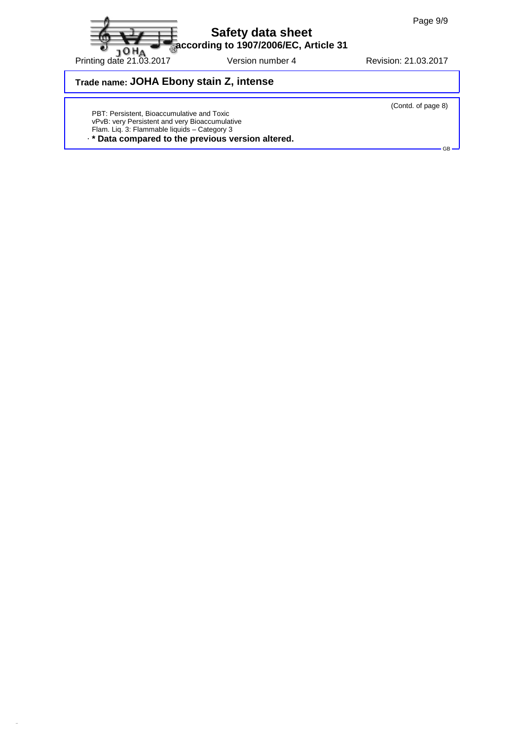**Trade name: JOHA Ebony stain Z, intense**

(Contd. of page 8)

PBT: Persistent, Bioaccumulative and Toxic
vPvB: very Persistent and very Bioaccumulative
Flam. Liq. 3: Flammable liquids – Category 3

· **\* Data compared to the previous version altered.**